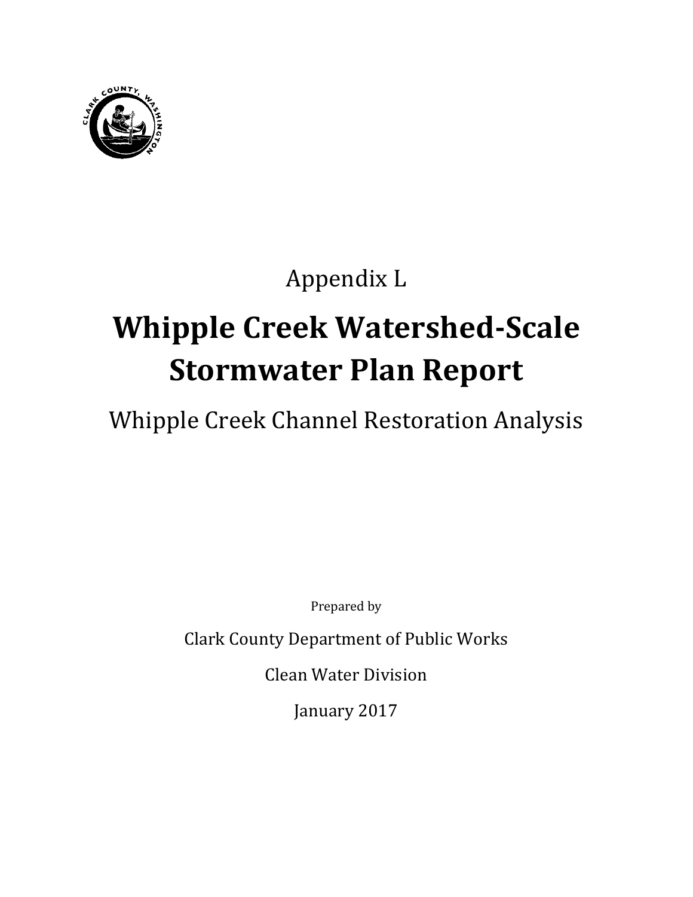Appendix L

# Whipple Creek Watershed-Scale Stormwater Plan Report

Whipple Creek Channel Restoration Analysis

Prepared by

Clark County Department of Public Works

Clean Water Division

January 2017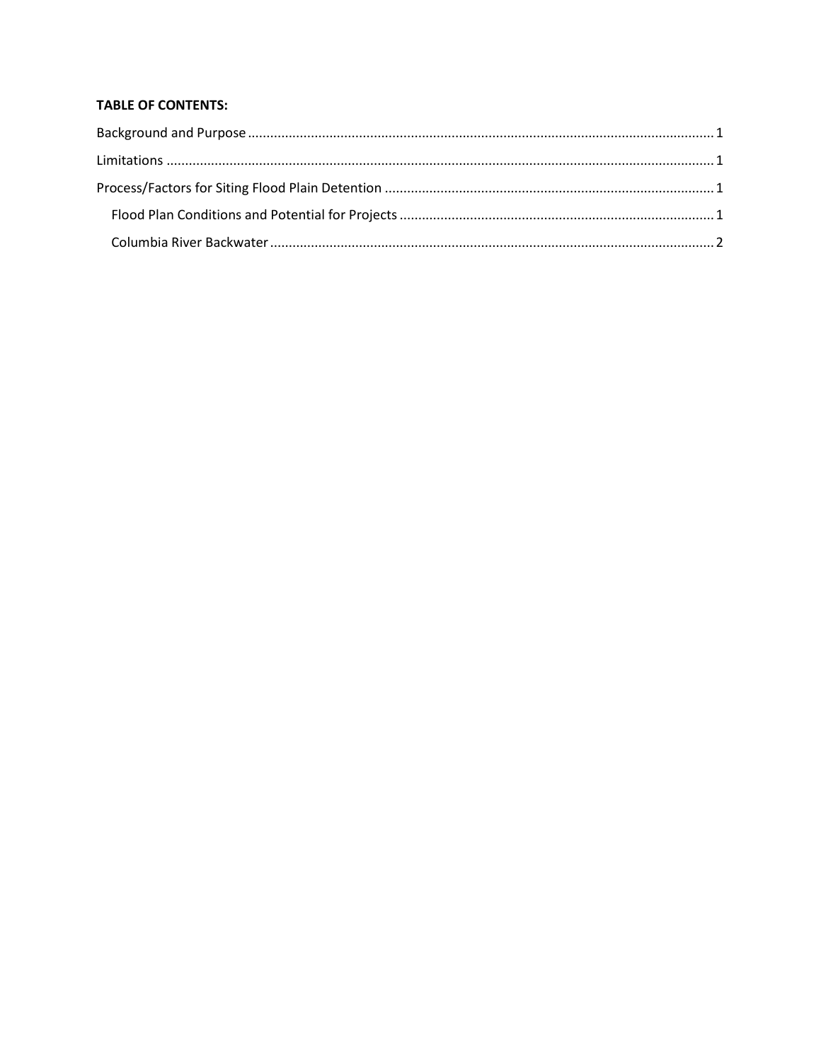**TABLE OF CONTENTS:**

Background and Purpose ..... 1

Limitations ..... 1

Process/Factors for Siting Flood Plain Detention ..... 1

- Flood Plan Conditions and Potential for Projects ..... 1
- Columbia River Backwater ..... 2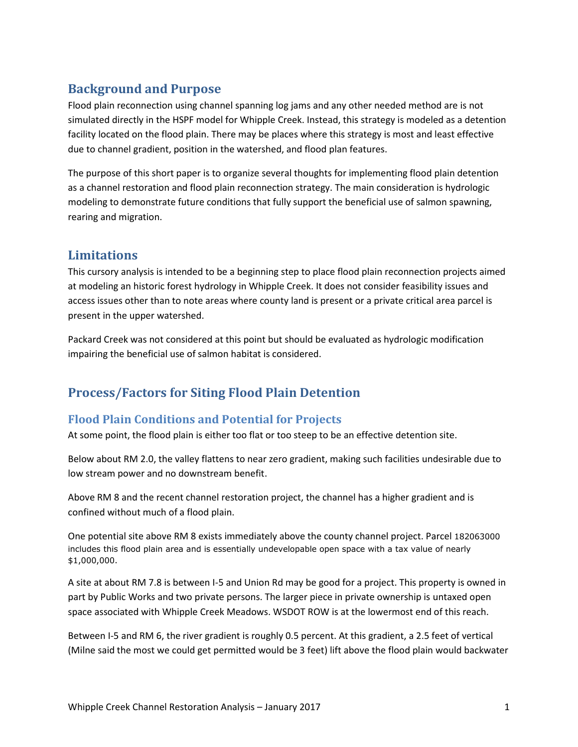## Background and Purpose

Flood plain reconnection using channel spanning log jams and any other needed method are is not simulated directly in the HSPF model for Whipple Creek. Instead, this strategy is modeled as a detention facility located on the flood plain. There may be places where this strategy is most and least effective due to channel gradient, position in the watershed, and flood plan features.

The purpose of this short paper is to organize several thoughts for implementing flood plain detention as a channel restoration and flood plain reconnection strategy. The main consideration is hydrologic modeling to demonstrate future conditions that fully support the beneficial use of salmon spawning, rearing and migration.

## Limitations

This cursory analysis is intended to be a beginning step to place flood plain reconnection projects aimed at modeling an historic forest hydrology in Whipple Creek. It does not consider feasibility issues and access issues other than to note areas where county land is present or a private critical area parcel is present in the upper watershed.

Packard Creek was not considered at this point but should be evaluated as hydrologic modification impairing the beneficial use of salmon habitat is considered.

## Process/Factors for Siting Flood Plain Detention

### Flood Plain Conditions and Potential for Projects

At some point, the flood plain is either too flat or too steep to be an effective detention site.

Below about RM 2.0, the valley flattens to near zero gradient, making such facilities undesirable due to low stream power and no downstream benefit.

Above RM 8 and the recent channel restoration project, the channel has a higher gradient and is confined without much of a flood plain.

One potential site above RM 8 exists immediately above the county channel project. Parcel 182063000 includes this flood plain area and is essentially undevelopable open space with a tax value of nearly $1,000,000.

A site at about RM 7.8 is between I-5 and Union Rd may be good for a project. This property is owned in part by Public Works and two private persons. The larger piece in private ownership is untaxed open space associated with Whipple Creek Meadows. WSDOT ROW is at the lowermost end of this reach.

Between I-5 and RM 6, the river gradient is roughly 0.5 percent. At this gradient, a 2.5 feet of vertical (Milne said the most we could get permitted would be 3 feet) lift above the flood plain would backwater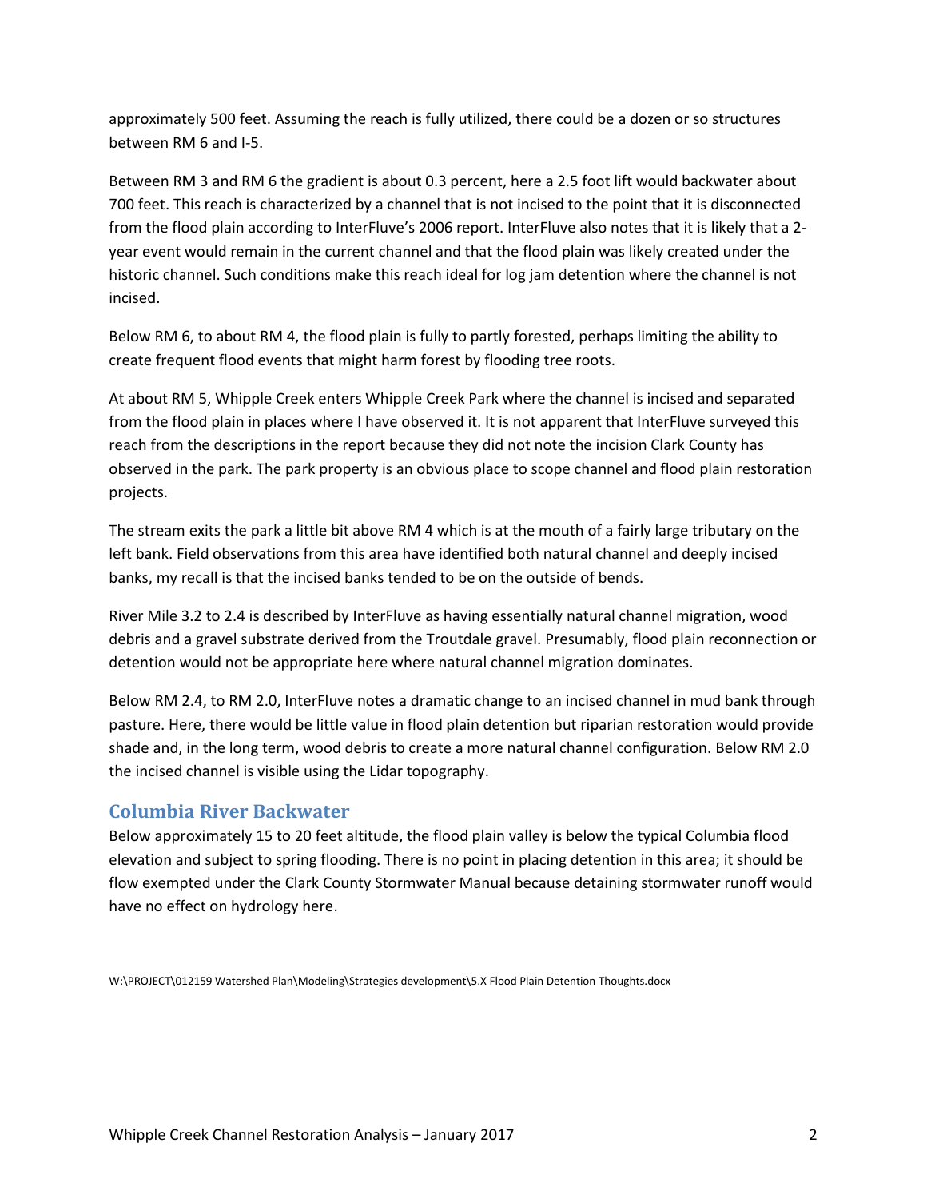approximately 500 feet. Assuming the reach is fully utilized, there could be a dozen or so structures between RM 6 and I-5.

Between RM 3 and RM 6 the gradient is about 0.3 percent, here a 2.5 foot lift would backwater about 700 feet. This reach is characterized by a channel that is not incised to the point that it is disconnected from the flood plain according to InterFluve's 2006 report. InterFluve also notes that it is likely that a 2-year event would remain in the current channel and that the flood plain was likely created under the historic channel. Such conditions make this reach ideal for log jam detention where the channel is not incised.

Below RM 6, to about RM 4, the flood plain is fully to partly forested, perhaps limiting the ability to create frequent flood events that might harm forest by flooding tree roots.

At about RM 5, Whipple Creek enters Whipple Creek Park where the channel is incised and separated from the flood plain in places where I have observed it. It is not apparent that InterFluve surveyed this reach from the descriptions in the report because they did not note the incision Clark County has observed in the park. The park property is an obvious place to scope channel and flood plain restoration projects.

The stream exits the park a little bit above RM 4 which is at the mouth of a fairly large tributary on the left bank. Field observations from this area have identified both natural channel and deeply incised banks, my recall is that the incised banks tended to be on the outside of bends.

River Mile 3.2 to 2.4 is described by InterFluve as having essentially natural channel migration, wood debris and a gravel substrate derived from the Troutdale gravel. Presumably, flood plain reconnection or detention would not be appropriate here where natural channel migration dominates.

Below RM 2.4, to RM 2.0, InterFluve notes a dramatic change to an incised channel in mud bank through pasture. Here, there would be little value in flood plain detention but riparian restoration would provide shade and, in the long term, wood debris to create a more natural channel configuration. Below RM 2.0 the incised channel is visible using the Lidar topography.

## Columbia River Backwater

Below approximately 15 to 20 feet altitude, the flood plain valley is below the typical Columbia flood elevation and subject to spring flooding. There is no point in placing detention in this area; it should be flow exempted under the Clark County Stormwater Manual because detaining stormwater runoff would have no effect on hydrology here.

W:\PROJECT\012159 Watershed Plan\Modeling\Strategies development\5.X Flood Plain Detention Thoughts.docx